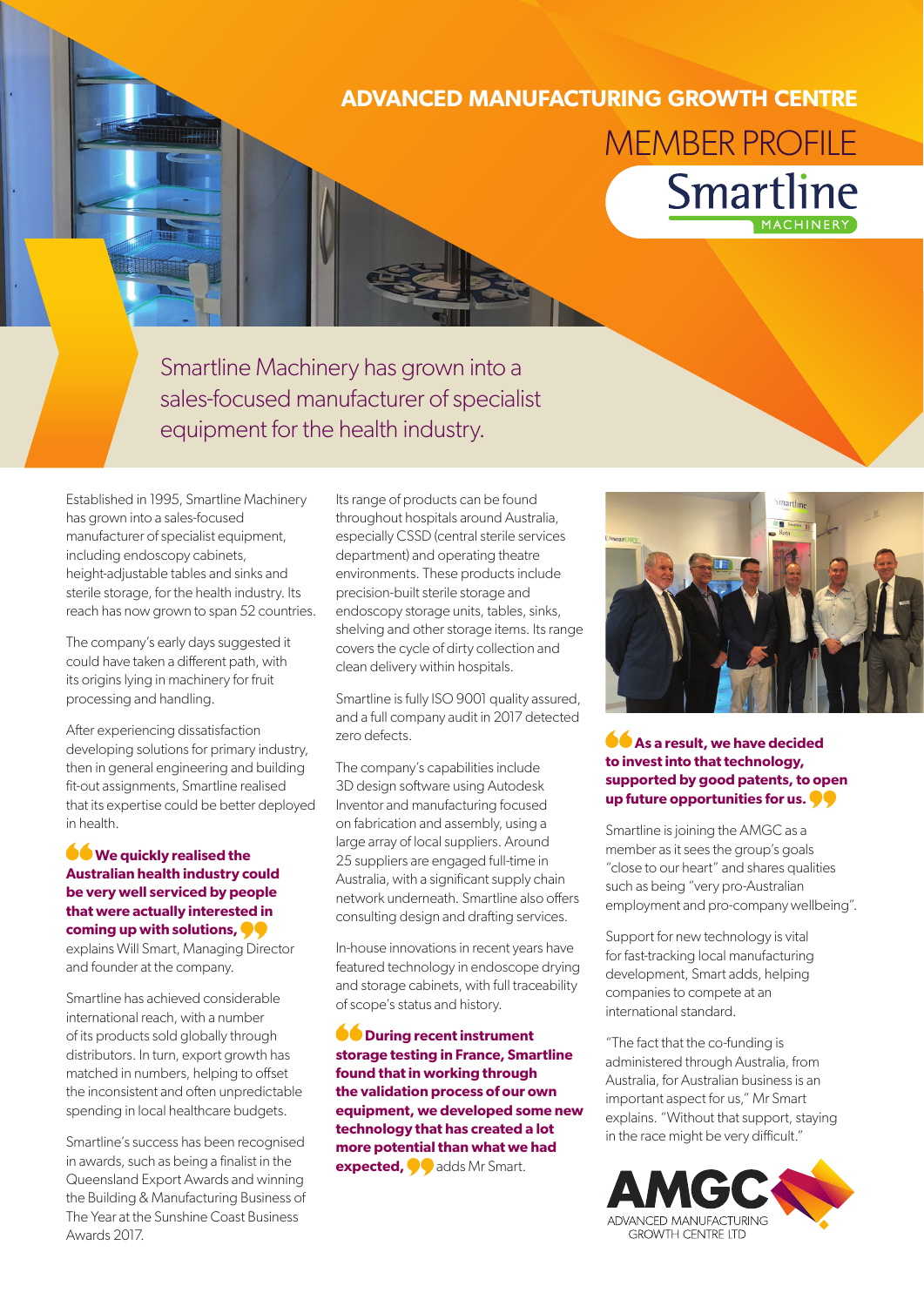# ADVANCED MANUFACTURING GROWTH CENTRE

## MEMBER PROFILE

## Smartline MACHINERY

Smartline Machinery has grown into a sales-focused manufacturer of specialist equipment for the health industry.

Established in 1995, Smartline Machinery has grown into a sales-focused manufacturer of specialist equipment, including endoscopy cabinets, height-adjustable tables and sinks and sterile storage, for the health industry. Its reach has now grown to span 52 countries.

The company's early days suggested it could have taken a different path, with its origins lying in machinery for fruit processing and handling.

After experiencing dissatisfaction developing solutions for primary industry, then in general engineering and building fit-out assignments, Smartline realised that its expertise could be better deployed in health.

**"We quickly realised the Australian health industry could be very well serviced by people that were actually interested in coming up with solutions,"** explains Will Smart, Managing Director and founder at the company.

Smartline has achieved considerable international reach, with a number of its products sold globally through distributors. In turn, export growth has matched in numbers, helping to offset the inconsistent and often unpredictable spending in local healthcare budgets.

Smartline's success has been recognised in awards, such as being a finalist in the Queensland Export Awards and winning the Building & Manufacturing Business of The Year at the Sunshine Coast Business Awards 2017.

Its range of products can be found throughout hospitals around Australia, especially CSSD (central sterile services department) and operating theatre environments. These products include precision-built sterile storage and endoscopy storage units, tables, sinks, shelving and other storage items. Its range covers the cycle of dirty collection and clean delivery within hospitals.

Smartline is fully ISO 9001 quality assured, and a full company audit in 2017 detected zero defects.

The company's capabilities include 3D design software using Autodesk Inventor and manufacturing focused on fabrication and assembly, using a large array of local suppliers. Around 25 suppliers are engaged full-time in Australia, with a significant supply chain network underneath. Smartline also offers consulting design and drafting services.

In-house innovations in recent years have featured technology in endoscope drying and storage cabinets, with full traceability of scope's status and history.

**"During recent instrument storage testing in France, Smartline found that in working through the validation process of our own equipment, we developed some new technology that has created a lot more potential than what we had expected,"** adds Mr Smart.

**"As a result, we have decided to invest into that technology, supported by good patents, to open up future opportunities for us."**

Smartline is joining the AMGC as a member as it sees the group's goals "close to our heart" and shares qualities such as being "very pro-Australian employment and pro-company wellbeing".

Support for new technology is vital for fast-tracking local manufacturing development, Smart adds, helping companies to compete at an international standard.

"The fact that the co-funding is administered through Australia, from Australia, for Australian business is an important aspect for us," Mr Smart explains. "Without that support, staying in the race might be very difficult."

AMGC ADVANCED MANUFACTURING GROWTH CENTRE LTD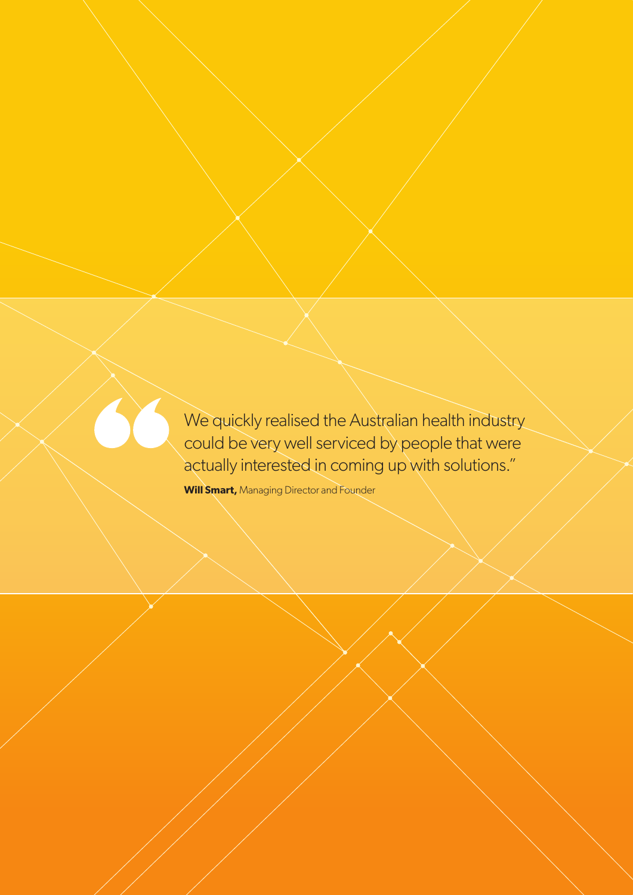> We quickly realised the Australian health industry could be very well serviced by people that were actually interested in coming up with solutions."

**Will Smart,** Managing Director and Founder